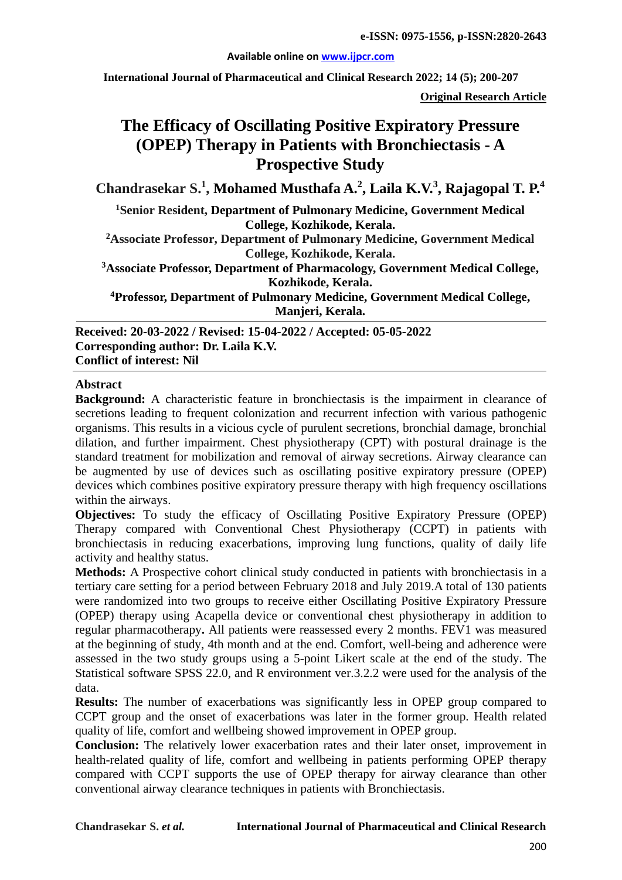e-ISSN: 0975-1556, p-ISSN:2820-2643

Available online on www.ijpcr.com

International Journal of Pharmaceutical and Clinical Research 2022; 14 (5); 200-207

**Original Research Article**

# The Efficacy of Oscillating Positive Expiratory Pressure (OPEP) Therapy in Patients with Bronchiectasis - A Prospective Study

**Chandrasekar S.[1], Mohamed Musthafa A.[2], Laila K.V.[3], Rajagopal T. P.[4]**

[1]Senior Resident, Department of Pulmonary Medicine, Government Medical College, Kozhikode, Kerala.

[2]Associate Professor, Department of Pulmonary Medicine, Government Medical College, Kozhikode, Kerala.

[3]Associate Professor, Department of Pharmacology, Government Medical College, Kozhikode, Kerala.

[4]Professor, Department of Pulmonary Medicine, Government Medical College, Manjeri, Kerala.

**Received: 20-03-2022 / Revised: 15-04-2022 / Accepted: 05-05-2022**
**Corresponding author: Dr. Laila K.V.**
**Conflict of interest: Nil**

## Abstract

**Background:** A characteristic feature in bronchiectasis is the impairment in clearance of secretions leading to frequent colonization and recurrent infection with various pathogenic organisms. This results in a vicious cycle of purulent secretions, bronchial damage, bronchial dilation, and further impairment. Chest physiotherapy (CPT) with postural drainage is the standard treatment for mobilization and removal of airway secretions. Airway clearance can be augmented by use of devices such as oscillating positive expiratory pressure (OPEP) devices which combines positive expiratory pressure therapy with high frequency oscillations within the airways.

**Objectives:** To study the efficacy of Oscillating Positive Expiratory Pressure (OPEP) Therapy compared with Conventional Chest Physiotherapy (CCPT) in patients with bronchiectasis in reducing exacerbations, improving lung functions, quality of daily life activity and healthy status.

**Methods:** A Prospective cohort clinical study conducted in patients with bronchiectasis in a tertiary care setting for a period between February 2018 and July 2019.A total of 130 patients were randomized into two groups to receive either Oscillating Positive Expiratory Pressure (OPEP) therapy using Acapella device or conventional chest physiotherapy in addition to regular pharmacotherapy**.** All patients were reassessed every 2 months. FEV1 was measured at the beginning of study, 4th month and at the end. Comfort, well-being and adherence were assessed in the two study groups using a 5-point Likert scale at the end of the study. The Statistical software SPSS 22.0, and R environment ver.3.2.2 were used for the analysis of the data.

**Results:** The number of exacerbations was significantly less in OPEP group compared to CCPT group and the onset of exacerbations was later in the former group. Health related quality of life, comfort and wellbeing showed improvement in OPEP group.

**Conclusion:** The relatively lower exacerbation rates and their later onset, improvement in health-related quality of life, comfort and wellbeing in patients performing OPEP therapy compared with CCPT supports the use of OPEP therapy for airway clearance than other conventional airway clearance techniques in patients with Bronchiectasis.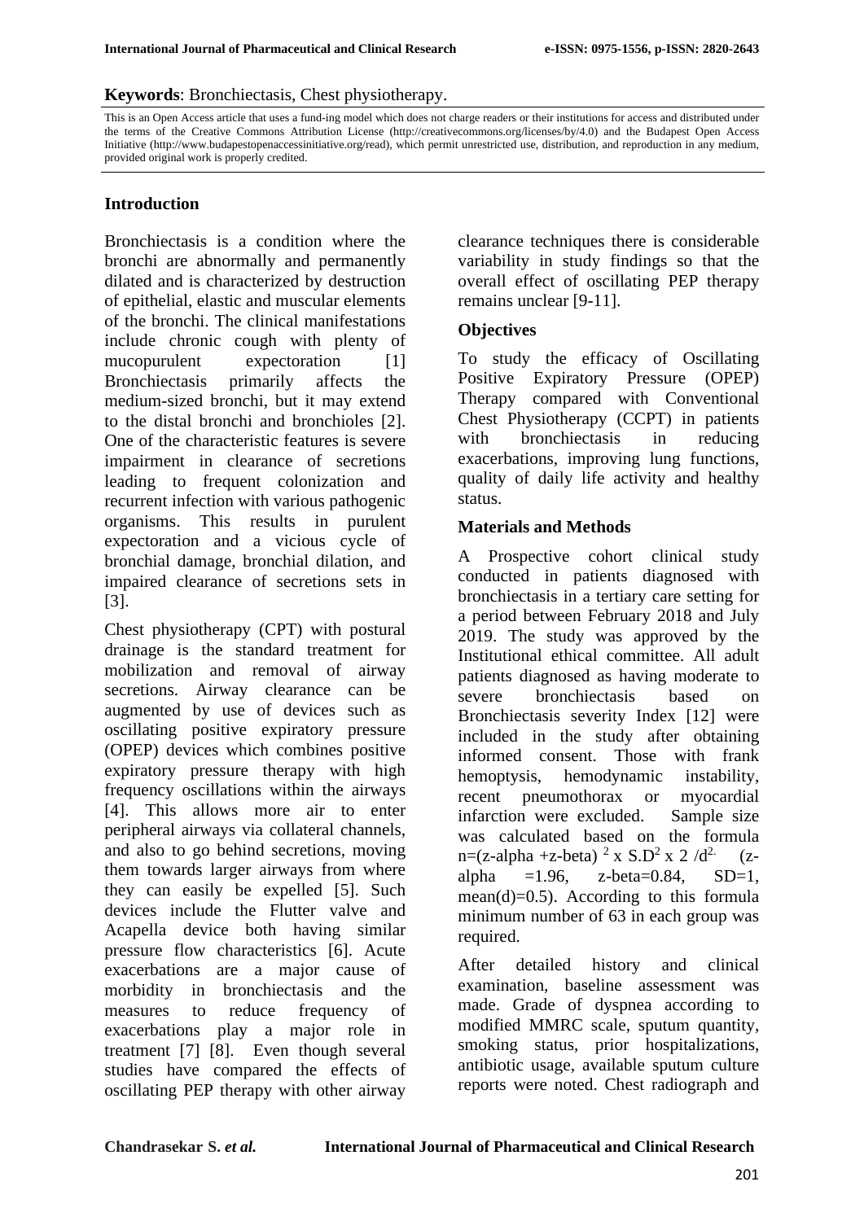**Keywords**: Bronchiectasis, Chest physiotherapy.

This is an Open Access article that uses a fund-ing model which does not charge readers or their institutions for access and distributed under the terms of the Creative Commons Attribution License (http://creativecommons.org/licenses/by/4.0) and the Budapest Open Access Initiative (http://www.budapestopenaccessinitiative.org/read), which permit unrestricted use, distribution, and reproduction in any medium, provided original work is properly credited.

## Introduction

Bronchiectasis is a condition where the bronchi are abnormally and permanently dilated and is characterized by destruction of epithelial, elastic and muscular elements of the bronchi. The clinical manifestations include chronic cough with plenty of mucopurulent expectoration [1] Bronchiectasis primarily affects the medium-sized bronchi, but it may extend to the distal bronchi and bronchioles [2]. One of the characteristic features is severe impairment in clearance of secretions leading to frequent colonization and recurrent infection with various pathogenic organisms. This results in purulent expectoration and a vicious cycle of bronchial damage, bronchial dilation, and impaired clearance of secretions sets in [3].

Chest physiotherapy (CPT) with postural drainage is the standard treatment for mobilization and removal of airway secretions. Airway clearance can be augmented by use of devices such as oscillating positive expiratory pressure (OPEP) devices which combines positive expiratory pressure therapy with high frequency oscillations within the airways [4]. This allows more air to enter peripheral airways via collateral channels, and also to go behind secretions, moving them towards larger airways from where they can easily be expelled [5]. Such devices include the Flutter valve and Acapella device both having similar pressure flow characteristics [6]. Acute exacerbations are a major cause of morbidity in bronchiectasis and the measures to reduce frequency of exacerbations play a major role in treatment [7] [8]. Even though several studies have compared the effects of oscillating PEP therapy with other airway clearance techniques there is considerable variability in study findings so that the overall effect of oscillating PEP therapy remains unclear [9-11].

### Objectives

To study the efficacy of Oscillating Positive Expiratory Pressure (OPEP) Therapy compared with Conventional Chest Physiotherapy (CCPT) in patients with bronchiectasis in reducing exacerbations, improving lung functions, quality of daily life activity and healthy status.

### Materials and Methods

A Prospective cohort clinical study conducted in patients diagnosed with bronchiectasis in a tertiary care setting for a period between February 2018 and July 2019. The study was approved by the Institutional ethical committee. All adult patients diagnosed as having moderate to severe bronchiectasis based on Bronchiectasis severity Index [12] were included in the study after obtaining informed consent. Those with frank hemoptysis, hemodynamic instability, recent pneumothorax or myocardial infarction were excluded. Sample size was calculated based on the formula $n=(z\text{-alpha} + z\text{-beta})^2 \times S.D^2 \times 2 / d^2$. (z-alpha =1.96, z-beta=0.84, SD=1, mean(d)=0.5). According to this formula minimum number of 63 in each group was required.

After detailed history and clinical examination, baseline assessment was made. Grade of dyspnea according to modified MMRC scale, sputum quantity, smoking status, prior hospitalizations, antibiotic usage, available sputum culture reports were noted. Chest radiograph and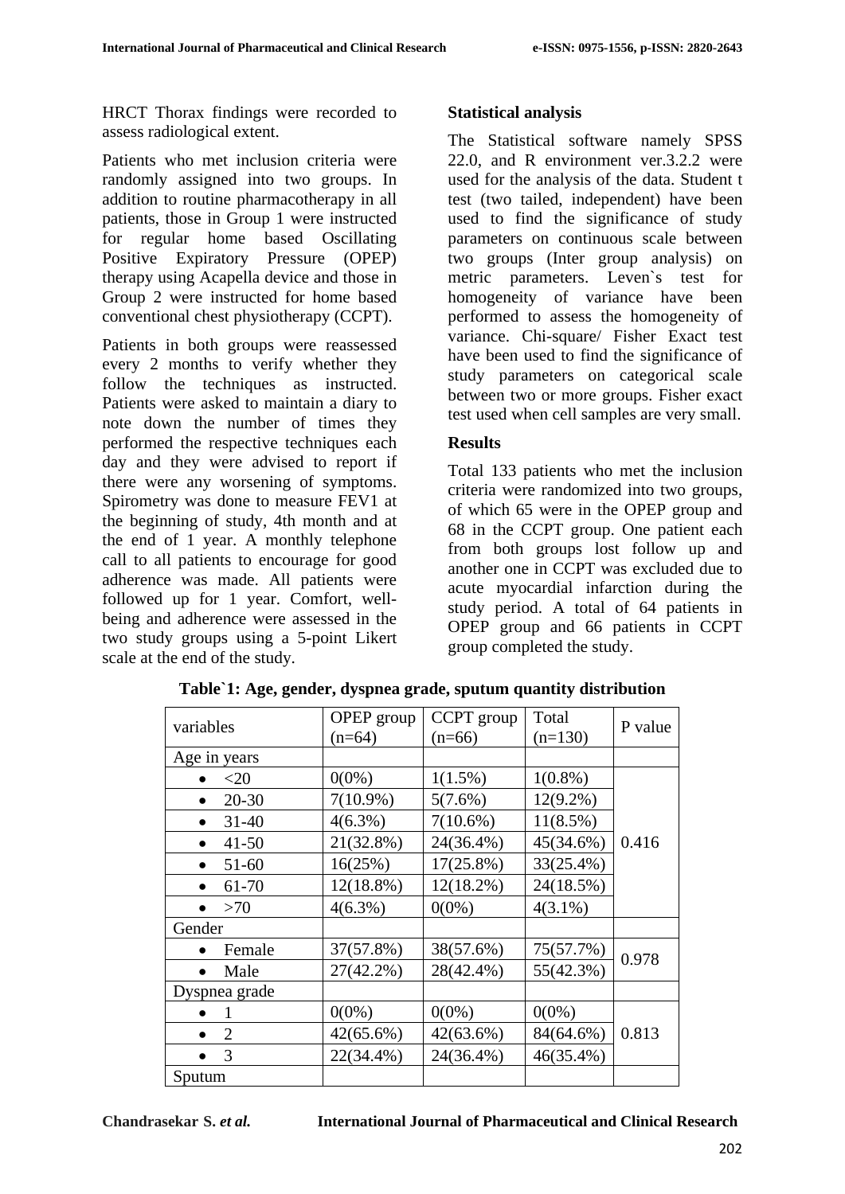HRCT Thorax findings were recorded to assess radiological extent.

Patients who met inclusion criteria were randomly assigned into two groups. In addition to routine pharmacotherapy in all patients, those in Group 1 were instructed for regular home based Oscillating Positive Expiratory Pressure (OPEP) therapy using Acapella device and those in Group 2 were instructed for home based conventional chest physiotherapy (CCPT).

Patients in both groups were reassessed every 2 months to verify whether they follow the techniques as instructed. Patients were asked to maintain a diary to note down the number of times they performed the respective techniques each day and they were advised to report if there were any worsening of symptoms. Spirometry was done to measure FEV1 at the beginning of study, 4th month and at the end of 1 year. A monthly telephone call to all patients to encourage for good adherence was made. All patients were followed up for 1 year. Comfort, well-being and adherence were assessed in the two study groups using a 5-point Likert scale at the end of the study.

**Statistical analysis**

The Statistical software namely SPSS 22.0, and R environment ver.3.2.2 were used for the analysis of the data. Student t test (two tailed, independent) have been used to find the significance of study parameters on continuous scale between two groups (Inter group analysis) on metric parameters. Leven`s test for homogeneity of variance have been performed to assess the homogeneity of variance. Chi-square/ Fisher Exact test have been used to find the significance of study parameters on categorical scale between two or more groups. Fisher exact test used when cell samples are very small.

**Results**

Total 133 patients who met the inclusion criteria were randomized into two groups, of which 65 were in the OPEP group and 68 in the CCPT group. One patient each from both groups lost follow up and another one in CCPT was excluded due to acute myocardial infarction during the study period. A total of 64 patients in OPEP group and 66 patients in CCPT group completed the study.

**Table`1: Age, gender, dyspnea grade, sputum quantity distribution**

| variables | OPEP group (n=64) | CCPT group (n=66) | Total (n=130) | P value |
|---|---|---|---|---|
| Age in years | | | | |
| • <20 | 0(0%) | 1(1.5%) | 1(0.8%) | 0.416 |
| • 20-30 | 7(10.9%) | 5(7.6%) | 12(9.2%) | |
| • 31-40 | 4(6.3%) | 7(10.6%) | 11(8.5%) | |
| • 41-50 | 21(32.8%) | 24(36.4%) | 45(34.6%) | |
| • 51-60 | 16(25%) | 17(25.8%) | 33(25.4%) | |
| • 61-70 | 12(18.8%) | 12(18.2%) | 24(18.5%) | |
| • >70 | 4(6.3%) | 0(0%) | 4(3.1%) | |
| Gender | | | | |
| • Female | 37(57.8%) | 38(57.6%) | 75(57.7%) | 0.978 |
| • Male | 27(42.2%) | 28(42.4%) | 55(42.3%) | |
| Dyspnea grade | | | | |
| • 1 | 0(0%) | 0(0%) | 0(0%) | 0.813 |
| • 2 | 42(65.6%) | 42(63.6%) | 84(64.6%) | |
| • 3 | 22(34.4%) | 24(36.4%) | 46(35.4%) | |
| Sputum | | | | |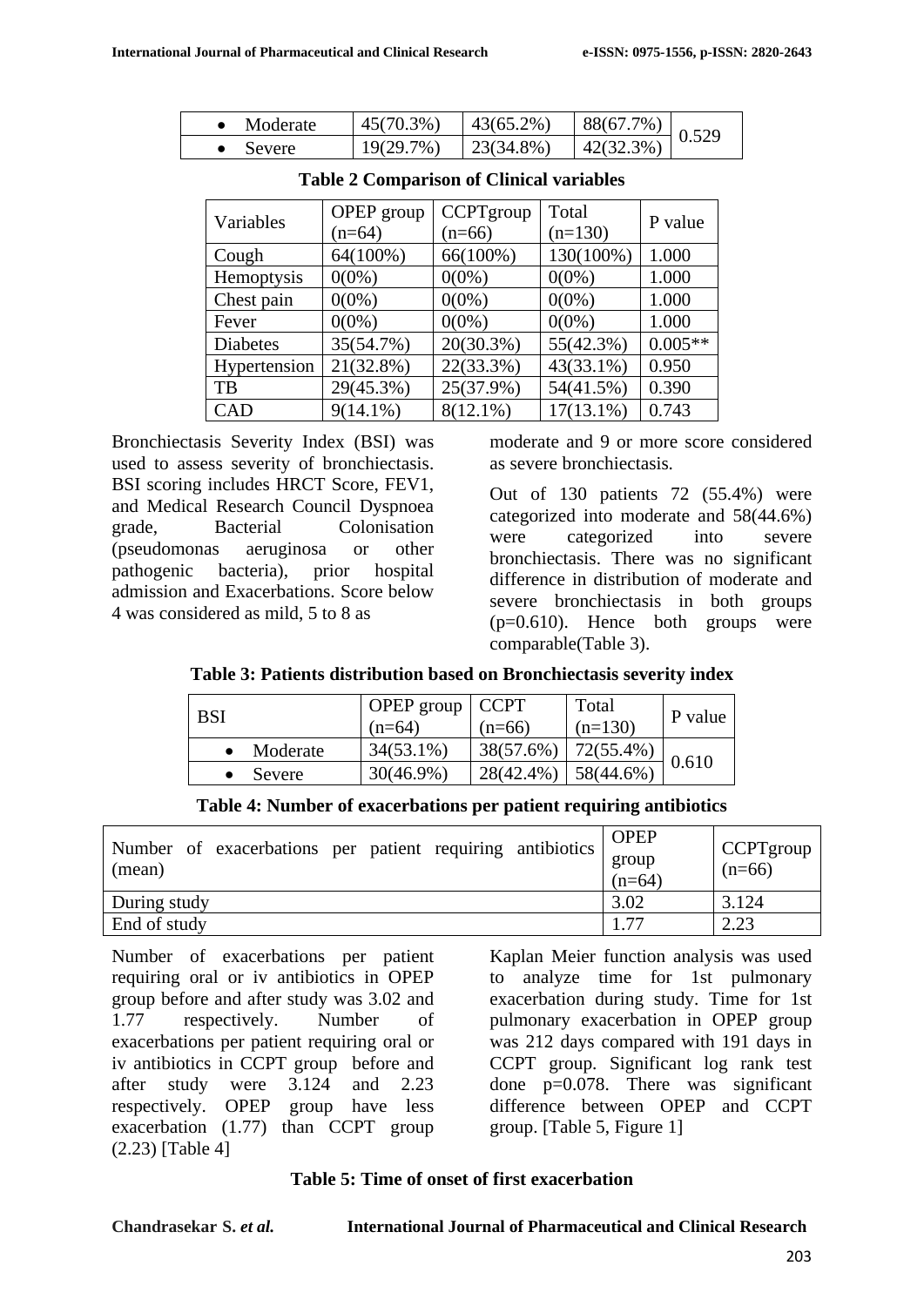| | | | | |
|---|---|---|---|---|
| • Moderate | 45(70.3%) | 43(65.2%) | 88(67.7%) | 0.529 |
| • Severe | 19(29.7%) | 23(34.8%) | 42(32.3%) | |

**Table 2 Comparison of Clinical variables**

| Variables | OPEP group (n=64) | CCPTgroup (n=66) | Total (n=130) | P value |
|---|---|---|---|---|
| Cough | 64(100%) | 66(100%) | 130(100%) | 1.000 |
| Hemoptysis | 0(0%) | 0(0%) | 0(0%) | 1.000 |
| Chest pain | 0(0%) | 0(0%) | 0(0%) | 1.000 |
| Fever | 0(0%) | 0(0%) | 0(0%) | 1.000 |
| Diabetes | 35(54.7%) | 20(30.3%) | 55(42.3%) | 0.005** |
| Hypertension | 21(32.8%) | 22(33.3%) | 43(33.1%) | 0.950 |
| TB | 29(45.3%) | 25(37.9%) | 54(41.5%) | 0.390 |
| CAD | 9(14.1%) | 8(12.1%) | 17(13.1%) | 0.743 |

Bronchiectasis Severity Index (BSI) was used to assess severity of bronchiectasis. BSI scoring includes HRCT Score, FEV1, and Medical Research Council Dyspnoea grade, Bacterial Colonisation (pseudomonas aeruginosa or other pathogenic bacteria), prior hospital admission and Exacerbations. Score below 4 was considered as mild, 5 to 8 as moderate and 9 or more score considered as severe bronchiectasis.

Out of 130 patients 72 (55.4%) were categorized into moderate and 58(44.6%) were categorized into severe bronchiectasis. There was no significant difference in distribution of moderate and severe bronchiectasis in both groups (p=0.610). Hence both groups were comparable(Table 3).

**Table 3: Patients distribution based on Bronchiectasis severity index**

| BSI | OPEP group (n=64) | CCPT (n=66) | Total (n=130) | P value |
|---|---|---|---|---|
| • Moderate | 34(53.1%) | 38(57.6%) | 72(55.4%) | 0.610 |
| • Severe | 30(46.9%) | 28(42.4%) | 58(44.6%) | |

**Table 4: Number of exacerbations per patient requiring antibiotics**

| Number of exacerbations per patient requiring antibiotics (mean) | OPEP group (n=64) | CCPTgroup (n=66) |
|---|---|---|
| During study | 3.02 | 3.124 |
| End of study | 1.77 | 2.23 |

Number of exacerbations per patient requiring oral or iv antibiotics in OPEP group before and after study was 3.02 and 1.77 respectively. Number of exacerbations per patient requiring oral or iv antibiotics in CCPT group before and after study were 3.124 and 2.23 respectively. OPEP group have less exacerbation (1.77) than CCPT group (2.23) [Table 4]

Kaplan Meier function analysis was used to analyze time for 1st pulmonary exacerbation during study. Time for 1st pulmonary exacerbation in OPEP group was 212 days compared with 191 days in CCPT group. Significant log rank test done p=0.078. There was significant difference between OPEP and CCPT group. [Table 5, Figure 1]

**Table 5: Time of onset of first exacerbation**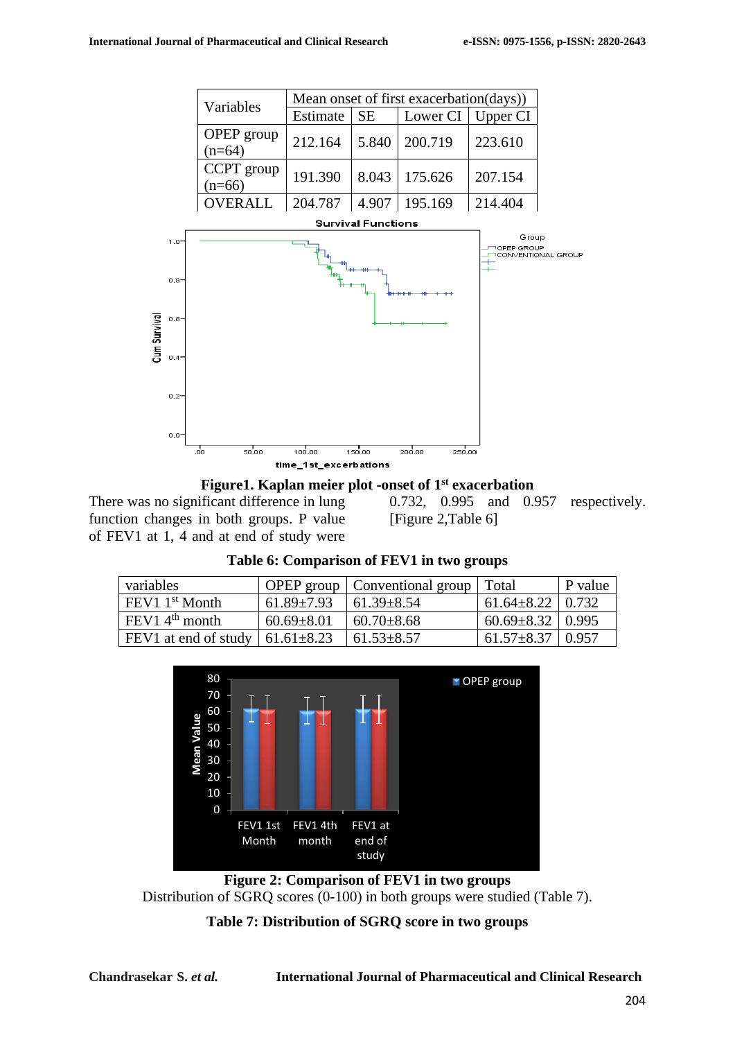| Variables | Mean onset of first exacerbation(days)) | | | |
|---|---|---|---|---|
| | Estimate | SE | Lower CI | Upper CI |
| OPEP group (n=64) | 212.164 | 5.840 | 200.719 | 223.610 |
| CCPT group (n=66) | 191.390 | 8.043 | 175.626 | 207.154 |
| OVERALL | 204.787 | 4.907 | 195.169 | 214.404 |

**Figure1. Kaplan meier plot -onset of 1st exacerbation**

There was no significant difference in lung function changes in both groups. P value of FEV1 at 1, 4 and at end of study were 0.732, 0.995 and 0.957 respectively. [Figure 2,Table 6]

**Table 6: Comparison of FEV1 in two groups**

| variables | OPEP group | Conventional group | Total | P value |
|---|---|---|---|---|
| FEV1 1st Month | 61.89±7.93 | 61.39±8.54 | 61.64±8.22 | 0.732 |
| FEV1 4th month | 60.69±8.01 | 60.70±8.68 | 60.69±8.32 | 0.995 |
| FEV1 at end of study | 61.61±8.23 | 61.53±8.57 | 61.57±8.37 | 0.957 |

**Figure 2: Comparison of FEV1 in two groups**

Distribution of SGRQ scores (0-100) in both groups were studied (Table 7).

**Table 7: Distribution of SGRQ score in two groups**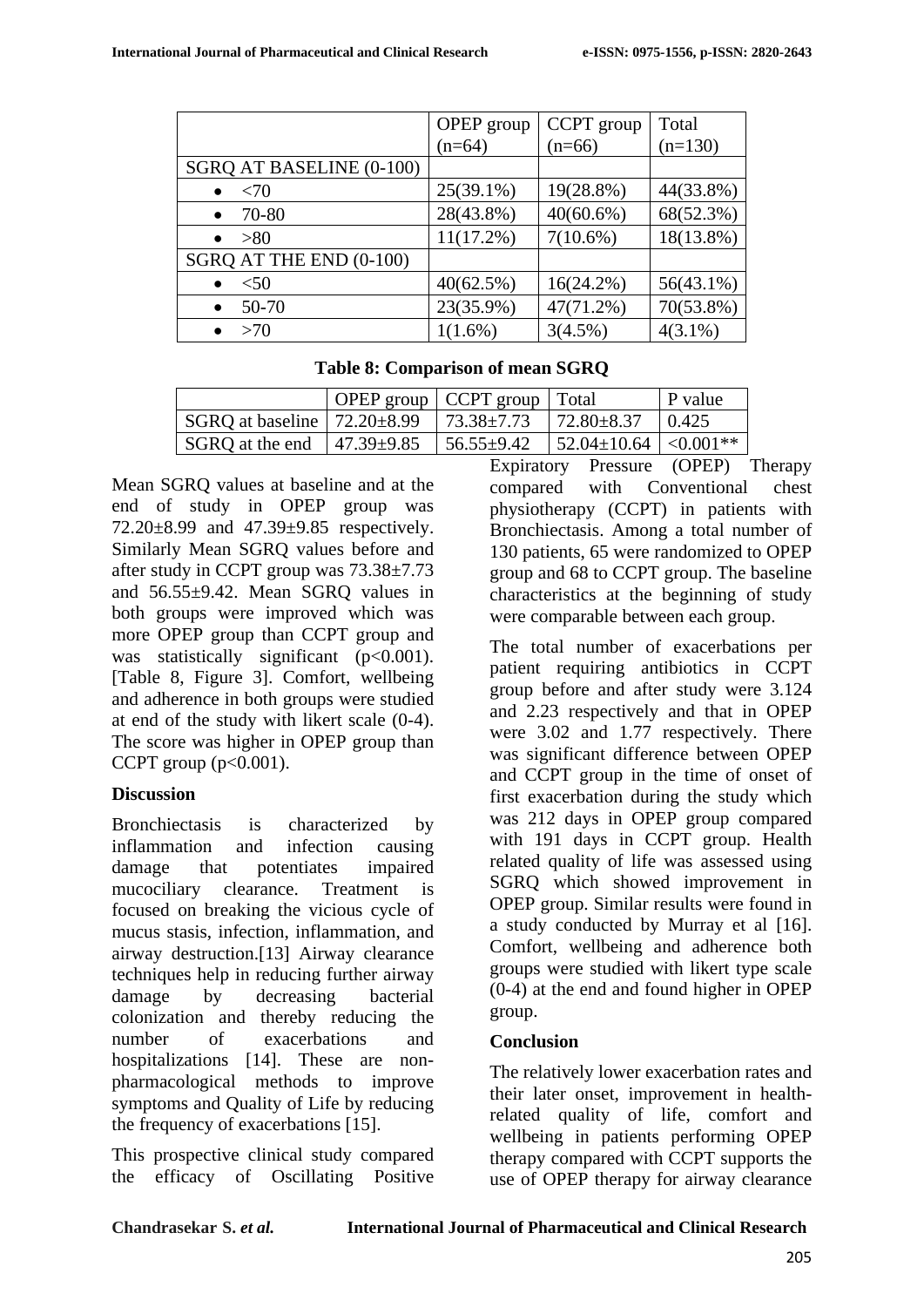|  | OPEP group (n=64) | CCPT group (n=66) | Total (n=130) |
| --- | --- | --- | --- |
| SGRQ AT BASELINE (0-100) |  |  |  |
| • <70 | 25(39.1%) | 19(28.8%) | 44(33.8%) |
| • 70-80 | 28(43.8%) | 40(60.6%) | 68(52.3%) |
| • >80 | 11(17.2%) | 7(10.6%) | 18(13.8%) |
| SGRQ AT THE END (0-100) |  |  |  |
| • <50 | 40(62.5%) | 16(24.2%) | 56(43.1%) |
| • 50-70 | 23(35.9%) | 47(71.2%) | 70(53.8%) |
| • >70 | 1(1.6%) | 3(4.5%) | 4(3.1%) |

**Table 8: Comparison of mean SGRQ**

|  | OPEP group | CCPT group | Total | P value |
| --- | --- | --- | --- | --- |
| SGRQ at baseline | 72.20±8.99 | 73.38±7.73 | 72.80±8.37 | 0.425 |
| SGRQ at the end | 47.39±9.85 | 56.55±9.42 | 52.04±10.64 | <0.001** |

Mean SGRQ values at baseline and at the end of study in OPEP group was 72.20±8.99 and 47.39±9.85 respectively. Similarly Mean SGRQ values before and after study in CCPT group was 73.38±7.73 and 56.55±9.42. Mean SGRQ values in both groups were improved which was more OPEP group than CCPT group and was statistically significant ($p<0.001$). [Table 8, Figure 3]. Comfort, wellbeing and adherence in both groups were studied at end of the study with likert scale (0-4). The score was higher in OPEP group than CCPT group ($p<0.001$).

## Discussion

Bronchiectasis is characterized by inflammation and infection causing damage that potentiates impaired mucociliary clearance. Treatment is focused on breaking the vicious cycle of mucus stasis, infection, inflammation, and airway destruction.[13] Airway clearance techniques help in reducing further airway damage by decreasing bacterial colonization and thereby reducing the number of exacerbations and hospitalizations [14]. These are non-pharmacological methods to improve symptoms and Quality of Life by reducing the frequency of exacerbations [15].

This prospective clinical study compared the efficacy of Oscillating Positive Expiratory Pressure (OPEP) Therapy compared with Conventional chest physiotherapy (CCPT) in patients with Bronchiectasis. Among a total number of 130 patients, 65 were randomized to OPEP group and 68 to CCPT group. The baseline characteristics at the beginning of study were comparable between each group.

The total number of exacerbations per patient requiring antibiotics in CCPT group before and after study were 3.124 and 2.23 respectively and that in OPEP were 3.02 and 1.77 respectively. There was significant difference between OPEP and CCPT group in the time of onset of first exacerbation during the study which was 212 days in OPEP group compared with 191 days in CCPT group. Health related quality of life was assessed using SGRQ which showed improvement in OPEP group. Similar results were found in a study conducted by Murray et al [16]. Comfort, wellbeing and adherence both groups were studied with likert type scale (0-4) at the end and found higher in OPEP group.

## Conclusion

The relatively lower exacerbation rates and their later onset, improvement in health-related quality of life, comfort and wellbeing in patients performing OPEP therapy compared with CCPT supports the use of OPEP therapy for airway clearance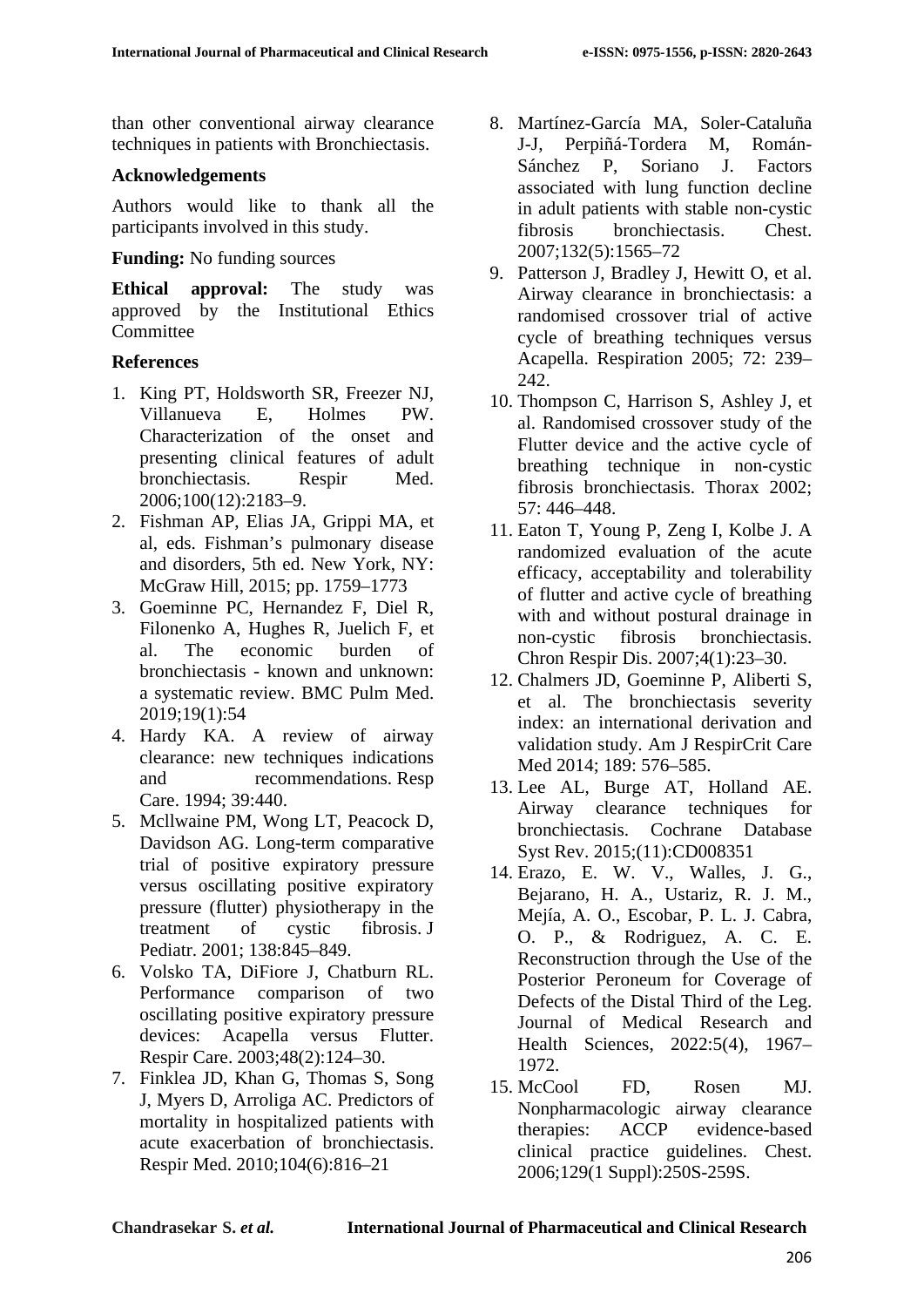than other conventional airway clearance techniques in patients with Bronchiectasis.

## Acknowledgements

Authors would like to thank all the participants involved in this study.

**Funding:** No funding sources

**Ethical approval:** The study was approved by the Institutional Ethics Committee

## References

1. King PT, Holdsworth SR, Freezer NJ, Villanueva E, Holmes PW. Characterization of the onset and presenting clinical features of adult bronchiectasis. Respir Med. 2006;100(12):2183–9.
2. Fishman AP, Elias JA, Grippi MA, et al, eds. Fishman's pulmonary disease and disorders, 5th ed. New York, NY: McGraw Hill, 2015; pp. 1759–1773
3. Goeminne PC, Hernandez F, Diel R, Filonenko A, Hughes R, Juelich F, et al. The economic burden of bronchiectasis - known and unknown: a systematic review. BMC Pulm Med. 2019;19(1):54
4. Hardy KA. A review of airway clearance: new techniques indications and recommendations. Resp Care. 1994; 39:440.
5. Mcllwaine PM, Wong LT, Peacock D, Davidson AG. Long-term comparative trial of positive expiratory pressure versus oscillating positive expiratory pressure (flutter) physiotherapy in the treatment of cystic fibrosis. J Pediatr. 2001; 138:845–849.
6. Volsko TA, DiFiore J, Chatburn RL. Performance comparison of two oscillating positive expiratory pressure devices: Acapella versus Flutter. Respir Care. 2003;48(2):124–30.
7. Finklea JD, Khan G, Thomas S, Song J, Myers D, Arroliga AC. Predictors of mortality in hospitalized patients with acute exacerbation of bronchiectasis. Respir Med. 2010;104(6):816–21
8. Martínez-García MA, Soler-Cataluña J-J, Perpiñá-Tordera M, Román-Sánchez P, Soriano J. Factors associated with lung function decline in adult patients with stable non-cystic fibrosis bronchiectasis. Chest. 2007;132(5):1565–72
9. Patterson J, Bradley J, Hewitt O, et al. Airway clearance in bronchiectasis: a randomised crossover trial of active cycle of breathing techniques versus Acapella. Respiration 2005; 72: 239–242.
10. Thompson C, Harrison S, Ashley J, et al. Randomised crossover study of the Flutter device and the active cycle of breathing technique in non-cystic fibrosis bronchiectasis. Thorax 2002; 57: 446–448.
11. Eaton T, Young P, Zeng I, Kolbe J. A randomized evaluation of the acute efficacy, acceptability and tolerability of flutter and active cycle of breathing with and without postural drainage in non-cystic fibrosis bronchiectasis. Chron Respir Dis. 2007;4(1):23–30.
12. Chalmers JD, Goeminne P, Aliberti S, et al. The bronchiectasis severity index: an international derivation and validation study. Am J RespirCrit Care Med 2014; 189: 576–585.
13. Lee AL, Burge AT, Holland AE. Airway clearance techniques for bronchiectasis. Cochrane Database Syst Rev. 2015;(11):CD008351
14. Erazo, E. W. V., Walles, J. G., Bejarano, H. A., Ustariz, R. J. M., Mejía, A. O., Escobar, P. L. J. Cabra, O. P., & Rodriguez, A. C. E. Reconstruction through the Use of the Posterior Peroneum for Coverage of Defects of the Distal Third of the Leg. Journal of Medical Research and Health Sciences, 2022:5(4), 1967–1972.
15. McCool FD, Rosen MJ. Nonpharmacologic airway clearance therapies: ACCP evidence-based clinical practice guidelines. Chest. 2006;129(1 Suppl):250S-259S.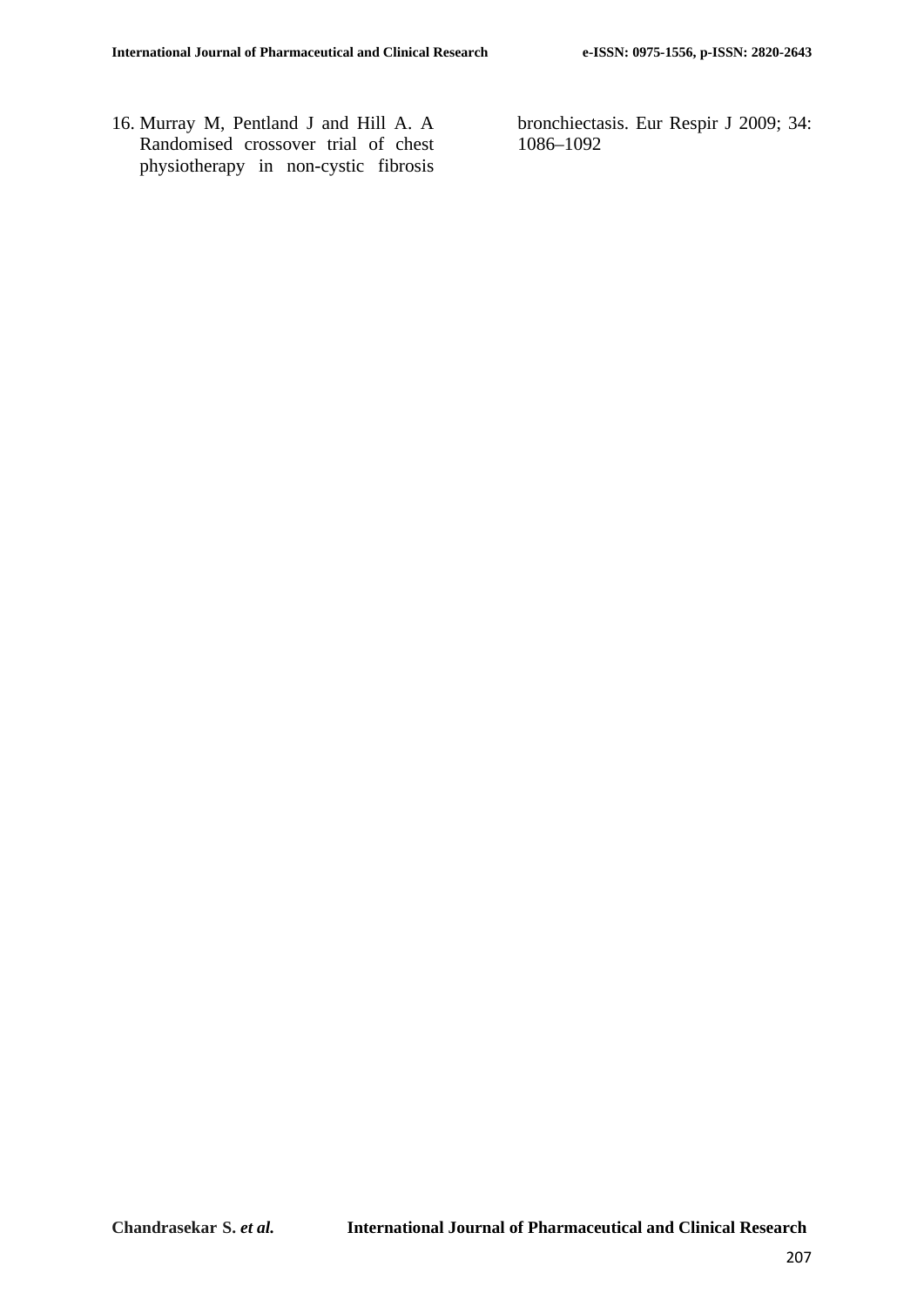16. Murray M, Pentland J and Hill A. A Randomised crossover trial of chest physiotherapy in non-cystic fibrosis bronchiectasis. Eur Respir J 2009; 34: 1086–1092